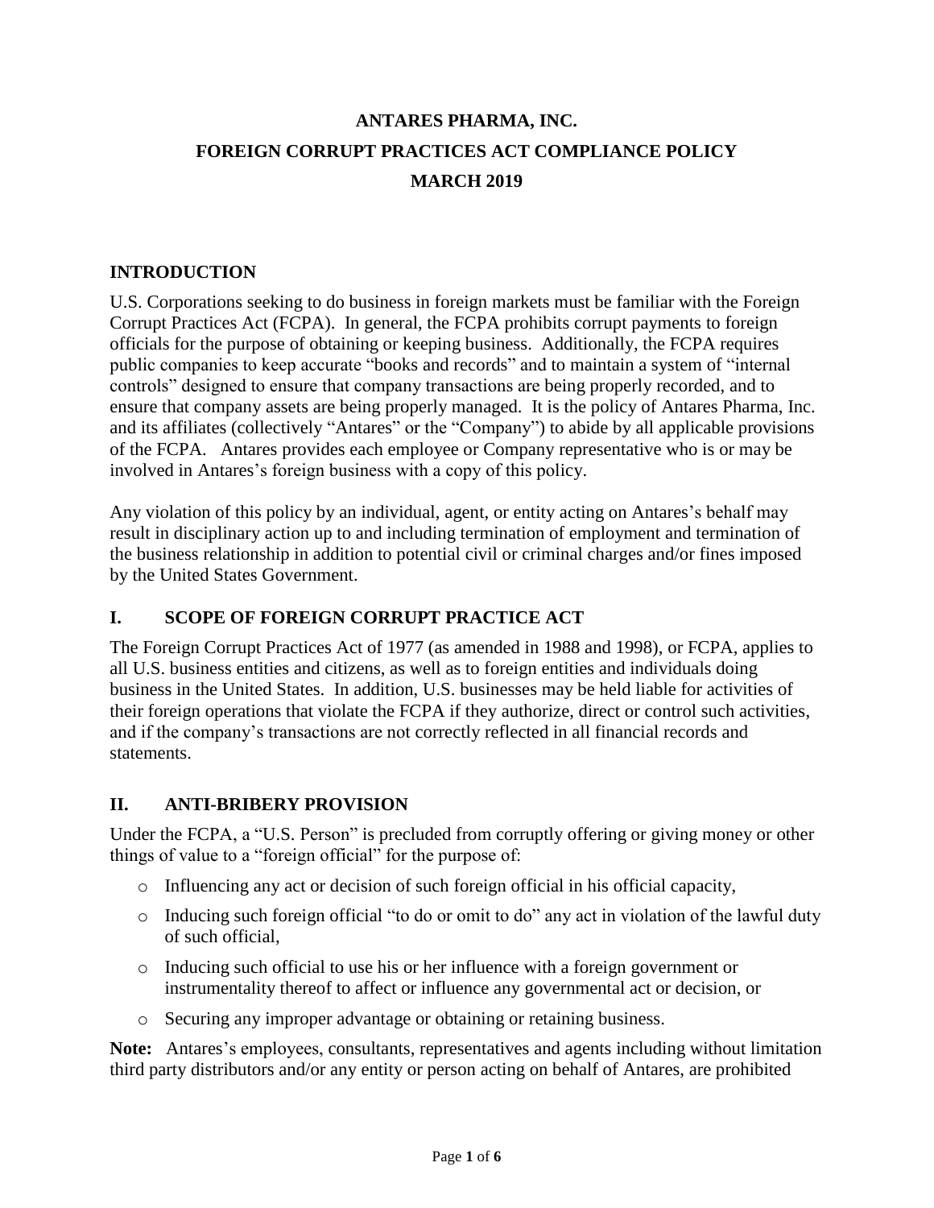# ANTARES PHARMA, INC.
# FOREIGN CORRUPT PRACTICES ACT COMPLIANCE POLICY
# MARCH 2019

## INTRODUCTION

U.S. Corporations seeking to do business in foreign markets must be familiar with the Foreign Corrupt Practices Act (FCPA). In general, the FCPA prohibits corrupt payments to foreign officials for the purpose of obtaining or keeping business. Additionally, the FCPA requires public companies to keep accurate "books and records" and to maintain a system of "internal controls" designed to ensure that company transactions are being properly recorded, and to ensure that company assets are being properly managed. It is the policy of Antares Pharma, Inc. and its affiliates (collectively "Antares" or the "Company") to abide by all applicable provisions of the FCPA. Antares provides each employee or Company representative who is or may be involved in Antares's foreign business with a copy of this policy.

Any violation of this policy by an individual, agent, or entity acting on Antares's behalf may result in disciplinary action up to and including termination of employment and termination of the business relationship in addition to potential civil or criminal charges and/or fines imposed by the United States Government.

## I. SCOPE OF FOREIGN CORRUPT PRACTICE ACT

The Foreign Corrupt Practices Act of 1977 (as amended in 1988 and 1998), or FCPA, applies to all U.S. business entities and citizens, as well as to foreign entities and individuals doing business in the United States. In addition, U.S. businesses may be held liable for activities of their foreign operations that violate the FCPA if they authorize, direct or control such activities, and if the company's transactions are not correctly reflected in all financial records and statements.

## II. ANTI-BRIBERY PROVISION

Under the FCPA, a "U.S. Person" is precluded from corruptly offering or giving money or other things of value to a "foreign official" for the purpose of:

- Influencing any act or decision of such foreign official in his official capacity,
- Inducing such foreign official "to do or omit to do" any act in violation of the lawful duty of such official,
- Inducing such official to use his or her influence with a foreign government or instrumentality thereof to affect or influence any governmental act or decision, or
- Securing any improper advantage or obtaining or retaining business.

**Note:** Antares's employees, consultants, representatives and agents including without limitation third party distributors and/or any entity or person acting on behalf of Antares, are prohibited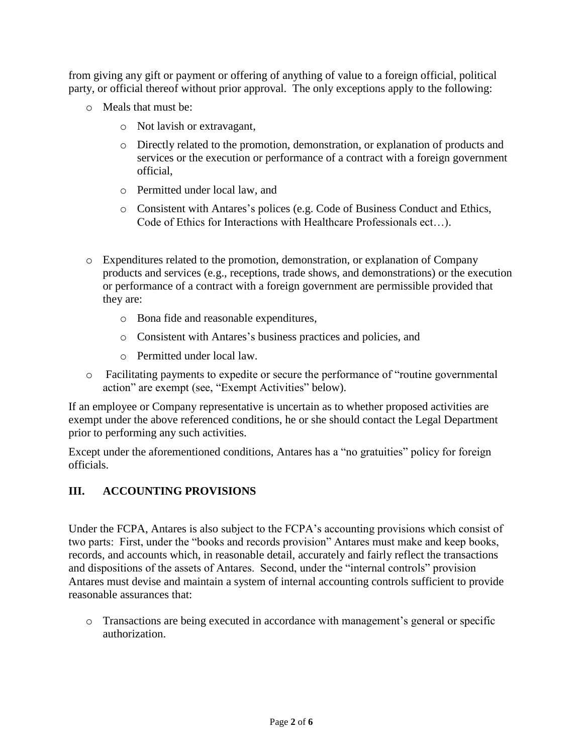from giving any gift or payment or offering of anything of value to a foreign official, political party, or official thereof without prior approval. The only exceptions apply to the following:

- Meals that must be:
  - Not lavish or extravagant,
  - Directly related to the promotion, demonstration, or explanation of products and services or the execution or performance of a contract with a foreign government official,
  - Permitted under local law, and
  - Consistent with Antares's polices (e.g. Code of Business Conduct and Ethics, Code of Ethics for Interactions with Healthcare Professionals ect…).

- Expenditures related to the promotion, demonstration, or explanation of Company products and services (e.g., receptions, trade shows, and demonstrations) or the execution or performance of a contract with a foreign government are permissible provided that they are:
  - Bona fide and reasonable expenditures,
  - Consistent with Antares's business practices and policies, and
  - Permitted under local law.
- Facilitating payments to expedite or secure the performance of "routine governmental action" are exempt (see, "Exempt Activities" below).

If an employee or Company representative is uncertain as to whether proposed activities are exempt under the above referenced conditions, he or she should contact the Legal Department prior to performing any such activities.

Except under the aforementioned conditions, Antares has a "no gratuities" policy for foreign officials.

## III. ACCOUNTING PROVISIONS

Under the FCPA, Antares is also subject to the FCPA's accounting provisions which consist of two parts: First, under the "books and records provision" Antares must make and keep books, records, and accounts which, in reasonable detail, accurately and fairly reflect the transactions and dispositions of the assets of Antares. Second, under the "internal controls" provision Antares must devise and maintain a system of internal accounting controls sufficient to provide reasonable assurances that:

- Transactions are being executed in accordance with management's general or specific authorization.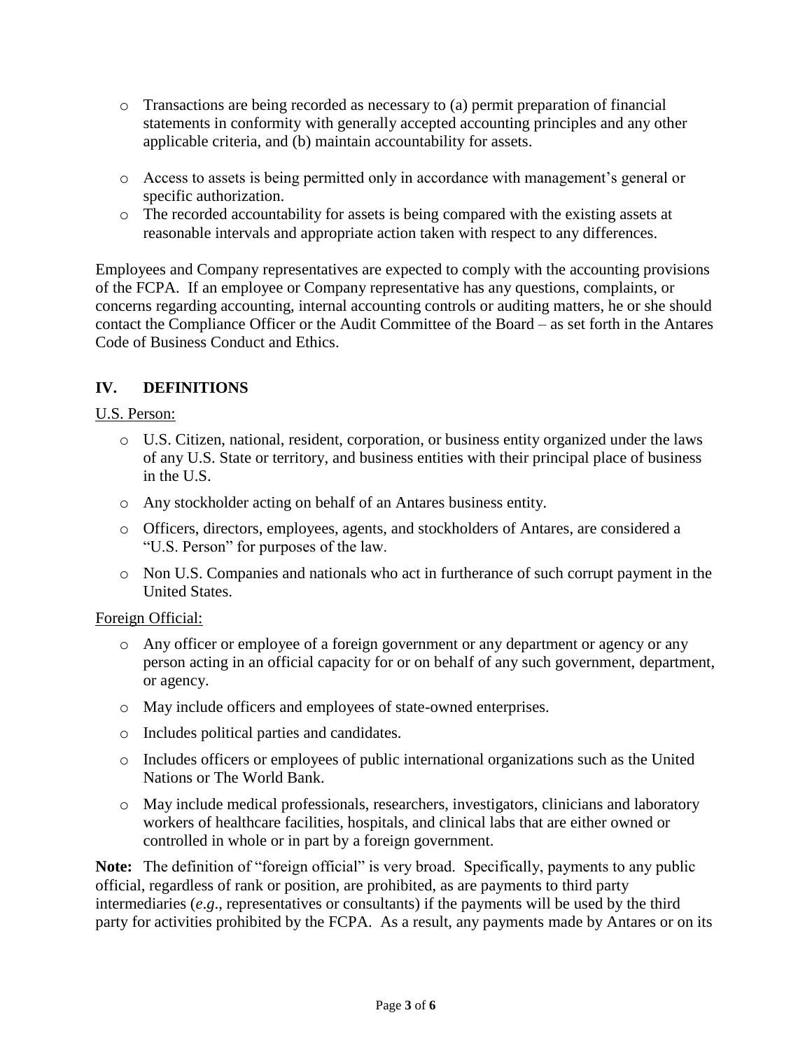- Transactions are being recorded as necessary to (a) permit preparation of financial statements in conformity with generally accepted accounting principles and any other applicable criteria, and (b) maintain accountability for assets.
- Access to assets is being permitted only in accordance with management's general or specific authorization.
- The recorded accountability for assets is being compared with the existing assets at reasonable intervals and appropriate action taken with respect to any differences.

Employees and Company representatives are expected to comply with the accounting provisions of the FCPA. If an employee or Company representative has any questions, complaints, or concerns regarding accounting, internal accounting controls or auditing matters, he or she should contact the Compliance Officer or the Audit Committee of the Board – as set forth in the Antares Code of Business Conduct and Ethics.

## IV. DEFINITIONS

U.S. Person:

- U.S. Citizen, national, resident, corporation, or business entity organized under the laws of any U.S. State or territory, and business entities with their principal place of business in the U.S.
- Any stockholder acting on behalf of an Antares business entity.
- Officers, directors, employees, agents, and stockholders of Antares, are considered a "U.S. Person" for purposes of the law.
- Non U.S. Companies and nationals who act in furtherance of such corrupt payment in the United States.

Foreign Official:

- Any officer or employee of a foreign government or any department or agency or any person acting in an official capacity for or on behalf of any such government, department, or agency.
- May include officers and employees of state-owned enterprises.
- Includes political parties and candidates.
- Includes officers or employees of public international organizations such as the United Nations or The World Bank.
- May include medical professionals, researchers, investigators, clinicians and laboratory workers of healthcare facilities, hospitals, and clinical labs that are either owned or controlled in whole or in part by a foreign government.

**Note:** The definition of "foreign official" is very broad. Specifically, payments to any public official, regardless of rank or position, are prohibited, as are payments to third party intermediaries (*e.g*., representatives or consultants) if the payments will be used by the third party for activities prohibited by the FCPA. As a result, any payments made by Antares or on its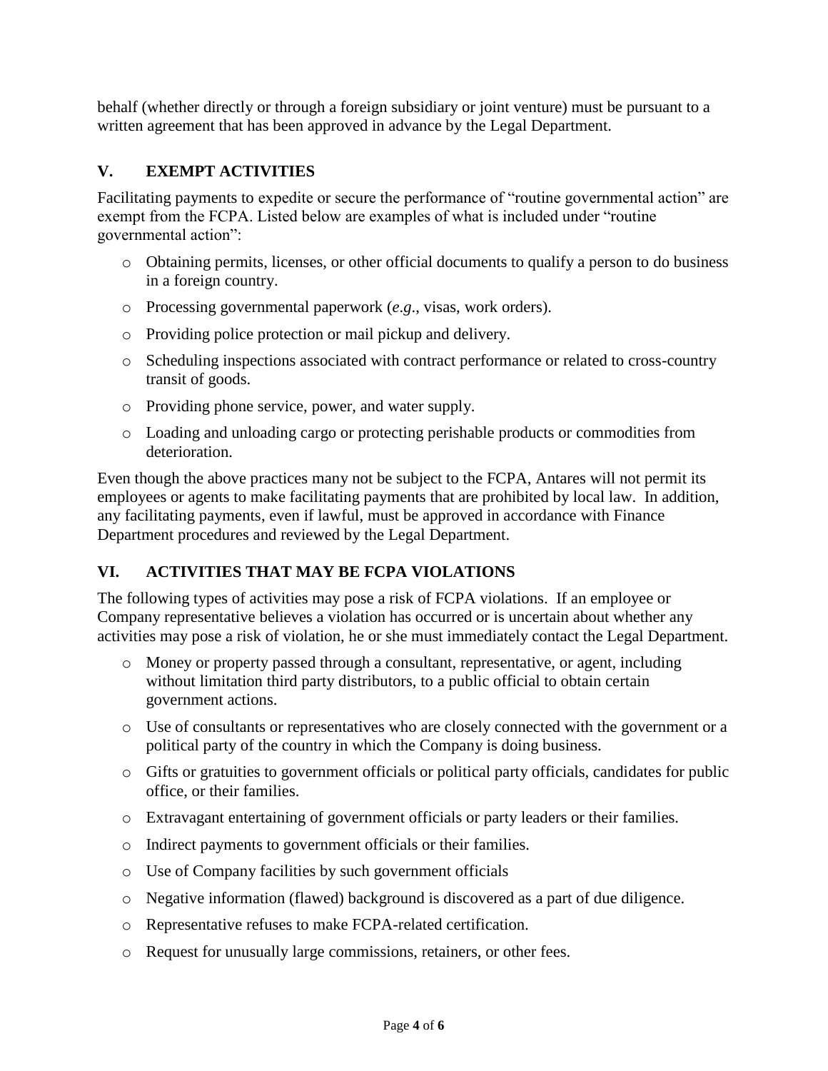behalf (whether directly or through a foreign subsidiary or joint venture) must be pursuant to a written agreement that has been approved in advance by the Legal Department.

## V. EXEMPT ACTIVITIES

Facilitating payments to expedite or secure the performance of "routine governmental action" are exempt from the FCPA. Listed below are examples of what is included under "routine governmental action":

- Obtaining permits, licenses, or other official documents to qualify a person to do business in a foreign country.
- Processing governmental paperwork (*e.g*., visas, work orders).
- Providing police protection or mail pickup and delivery.
- Scheduling inspections associated with contract performance or related to cross-country transit of goods.
- Providing phone service, power, and water supply.
- Loading and unloading cargo or protecting perishable products or commodities from deterioration.

Even though the above practices many not be subject to the FCPA, Antares will not permit its employees or agents to make facilitating payments that are prohibited by local law. In addition, any facilitating payments, even if lawful, must be approved in accordance with Finance Department procedures and reviewed by the Legal Department.

## VI. ACTIVITIES THAT MAY BE FCPA VIOLATIONS

The following types of activities may pose a risk of FCPA violations. If an employee or Company representative believes a violation has occurred or is uncertain about whether any activities may pose a risk of violation, he or she must immediately contact the Legal Department.

- Money or property passed through a consultant, representative, or agent, including without limitation third party distributors, to a public official to obtain certain government actions.
- Use of consultants or representatives who are closely connected with the government or a political party of the country in which the Company is doing business.
- Gifts or gratuities to government officials or political party officials, candidates for public office, or their families.
- Extravagant entertaining of government officials or party leaders or their families.
- Indirect payments to government officials or their families.
- Use of Company facilities by such government officials
- Negative information (flawed) background is discovered as a part of due diligence.
- Representative refuses to make FCPA-related certification.
- Request for unusually large commissions, retainers, or other fees.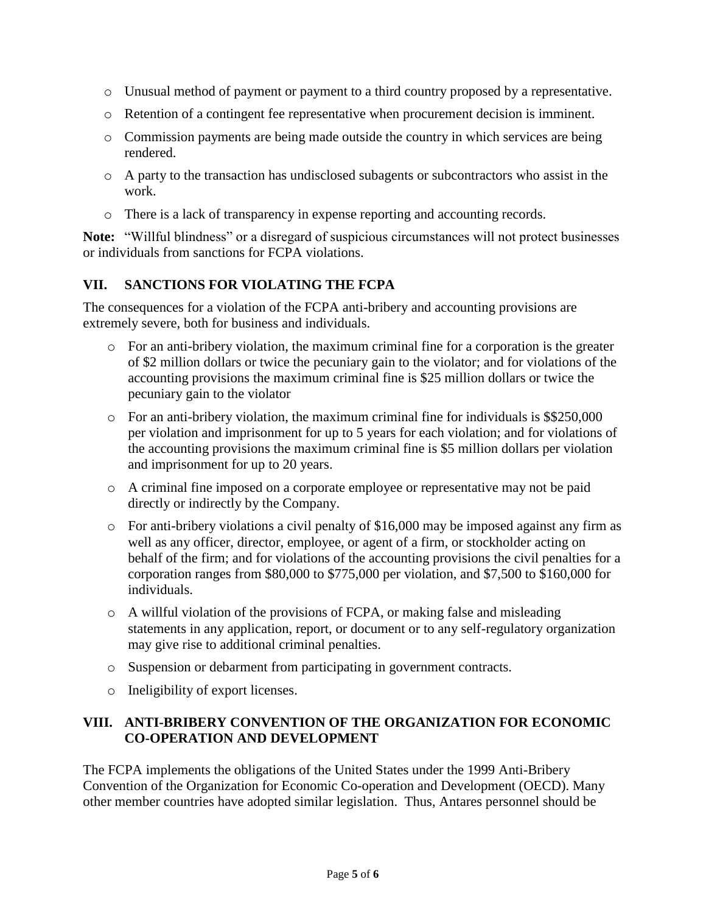- Unusual method of payment or payment to a third country proposed by a representative.
- Retention of a contingent fee representative when procurement decision is imminent.
- Commission payments are being made outside the country in which services are being rendered.
- A party to the transaction has undisclosed subagents or subcontractors who assist in the work.
- There is a lack of transparency in expense reporting and accounting records.

**Note:** "Willful blindness" or a disregard of suspicious circumstances will not protect businesses or individuals from sanctions for FCPA violations.

## VII. SANCTIONS FOR VIOLATING THE FCPA

The consequences for a violation of the FCPA anti-bribery and accounting provisions are extremely severe, both for business and individuals.

- For an anti-bribery violation, the maximum criminal fine for a corporation is the greater of $2 million dollars or twice the pecuniary gain to the violator; and for violations of the accounting provisions the maximum criminal fine is $25 million dollars or twice the pecuniary gain to the violator
- For an anti-bribery violation, the maximum criminal fine for individuals is $$250,000 per violation and imprisonment for up to 5 years for each violation; and for violations of the accounting provisions the maximum criminal fine is $5 million dollars per violation and imprisonment for up to 20 years.
- A criminal fine imposed on a corporate employee or representative may not be paid directly or indirectly by the Company.
- For anti-bribery violations a civil penalty of $16,000 may be imposed against any firm as well as any officer, director, employee, or agent of a firm, or stockholder acting on behalf of the firm; and for violations of the accounting provisions the civil penalties for a corporation ranges from $80,000 to $775,000 per violation, and $7,500 to $160,000 for individuals.
- A willful violation of the provisions of FCPA, or making false and misleading statements in any application, report, or document or to any self-regulatory organization may give rise to additional criminal penalties.
- Suspension or debarment from participating in government contracts.
- Ineligibility of export licenses.

## VIII. ANTI-BRIBERY CONVENTION OF THE ORGANIZATION FOR ECONOMIC CO-OPERATION AND DEVELOPMENT

The FCPA implements the obligations of the United States under the 1999 Anti-Bribery Convention of the Organization for Economic Co-operation and Development (OECD). Many other member countries have adopted similar legislation. Thus, Antares personnel should be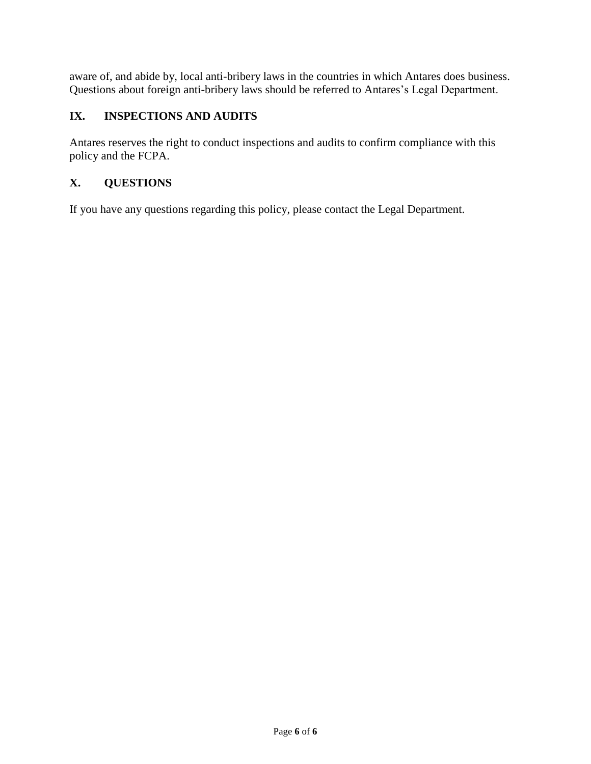aware of, and abide by, local anti-bribery laws in the countries in which Antares does business. Questions about foreign anti-bribery laws should be referred to Antares's Legal Department.

## IX. INSPECTIONS AND AUDITS

Antares reserves the right to conduct inspections and audits to confirm compliance with this policy and the FCPA.

## X. QUESTIONS

If you have any questions regarding this policy, please contact the Legal Department.